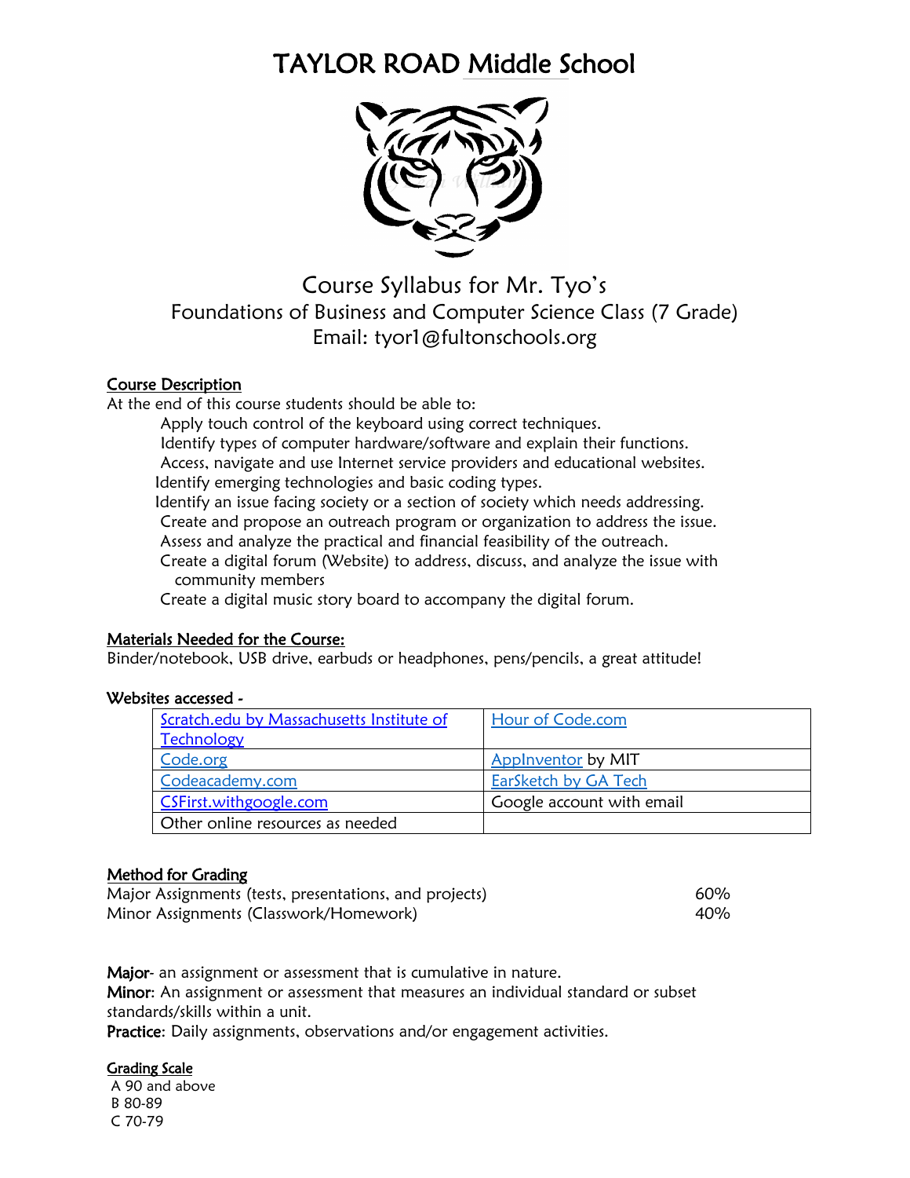# TAYLOR ROAD Middle School

Course Syllabus for Mr. Tyo's
Foundations of Business and Computer Science Class (7 Grade)
Email: tyor1@fultonschools.org

## Course Description

At the end of this course students should be able to:

- Apply touch control of the keyboard using correct techniques.
- Identify types of computer hardware/software and explain their functions.
- Access, navigate and use Internet service providers and educational websites.
- Identify emerging technologies and basic coding types.
- Identify an issue facing society or a section of society which needs addressing.
- Create and propose an outreach program or organization to address the issue.
- Assess and analyze the practical and financial feasibility of the outreach.
- Create a digital forum (Website) to address, discuss, and analyze the issue with community members
- Create a digital music story board to accompany the digital forum.

## Materials Needed for the Course:

Binder/notebook, USB drive, earbuds or headphones, pens/pencils, a great attitude!

**Websites accessed -**

| | |
|---|---|
| Scratch.edu by Massachusetts Institute of Technology | Hour of Code.com |
| Code.org | AppInventor by MIT |
| Codeacademy.com | EarSketch by GA Tech |
| CSFirst.withgoogle.com | Google account with email |
| Other online resources as needed | |

## Method for Grading

| | |
|---|---|
| Major Assignments (tests, presentations, and projects) | 60% |
| Minor Assignments (Classwork/Homework) | 40% |

**Major**- an assignment or assessment that is cumulative in nature.
**Minor**: An assignment or assessment that measures an individual standard or subset standards/skills within a unit.
**Practice**: Daily assignments, observations and/or engagement activities.

## Grading Scale

A 90 and above
B 80-89
C 70-79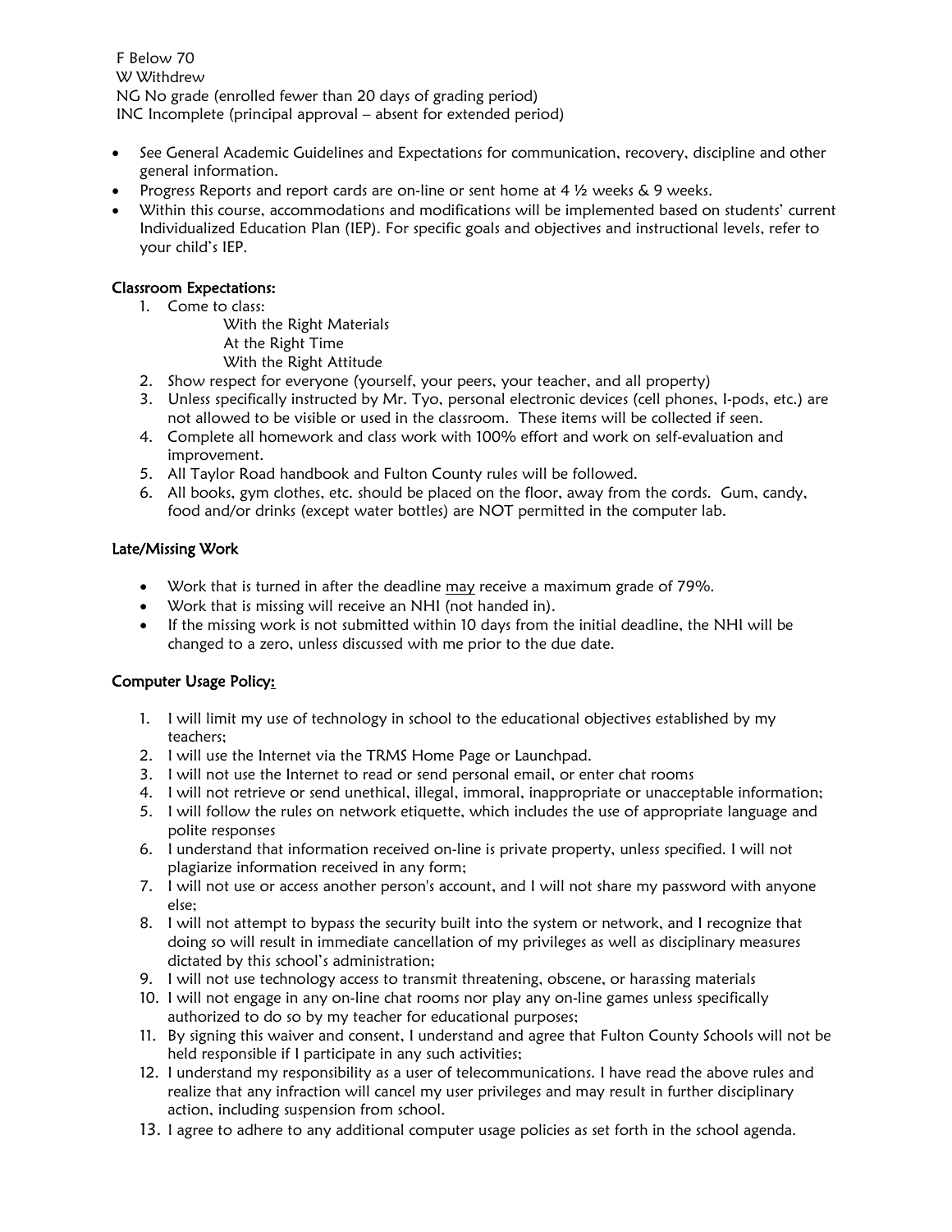F Below 70
W Withdrew
NG No grade (enrolled fewer than 20 days of grading period)
INC Incomplete (principal approval – absent for extended period)

- See General Academic Guidelines and Expectations for communication, recovery, discipline and other general information.
- Progress Reports and report cards are on-line or sent home at 4 ½ weeks & 9 weeks.
- Within this course, accommodations and modifications will be implemented based on students' current Individualized Education Plan (IEP). For specific goals and objectives and instructional levels, refer to your child's IEP.

## Classroom Expectations:

1. Come to class:
   - With the Right Materials
   - At the Right Time
   - With the Right Attitude
2. Show respect for everyone (yourself, your peers, your teacher, and all property)
3. Unless specifically instructed by Mr. Tyo, personal electronic devices (cell phones, I-pods, etc.) are not allowed to be visible or used in the classroom. These items will be collected if seen.
4. Complete all homework and class work with 100% effort and work on self-evaluation and improvement.
5. All Taylor Road handbook and Fulton County rules will be followed.
6. All books, gym clothes, etc. should be placed on the floor, away from the cords. Gum, candy, food and/or drinks (except water bottles) are NOT permitted in the computer lab.

## Late/Missing Work

- Work that is turned in after the deadline may receive a maximum grade of 79%.
- Work that is missing will receive an NHI (not handed in).
- If the missing work is not submitted within 10 days from the initial deadline, the NHI will be changed to a zero, unless discussed with me prior to the due date.

## Computer Usage Policy:

1. I will limit my use of technology in school to the educational objectives established by my teachers;
2. I will use the Internet via the TRMS Home Page or Launchpad.
3. I will not use the Internet to read or send personal email, or enter chat rooms
4. I will not retrieve or send unethical, illegal, immoral, inappropriate or unacceptable information;
5. I will follow the rules on network etiquette, which includes the use of appropriate language and polite responses
6. I understand that information received on-line is private property, unless specified. I will not plagiarize information received in any form;
7. I will not use or access another person's account, and I will not share my password with anyone else;
8. I will not attempt to bypass the security built into the system or network, and I recognize that doing so will result in immediate cancellation of my privileges as well as disciplinary measures dictated by this school's administration;
9. I will not use technology access to transmit threatening, obscene, or harassing materials
10. I will not engage in any on-line chat rooms nor play any on-line games unless specifically authorized to do so by my teacher for educational purposes;
11. By signing this waiver and consent, I understand and agree that Fulton County Schools will not be held responsible if I participate in any such activities;
12. I understand my responsibility as a user of telecommunications. I have read the above rules and realize that any infraction will cancel my user privileges and may result in further disciplinary action, including suspension from school.
13. I agree to adhere to any additional computer usage policies as set forth in the school agenda.